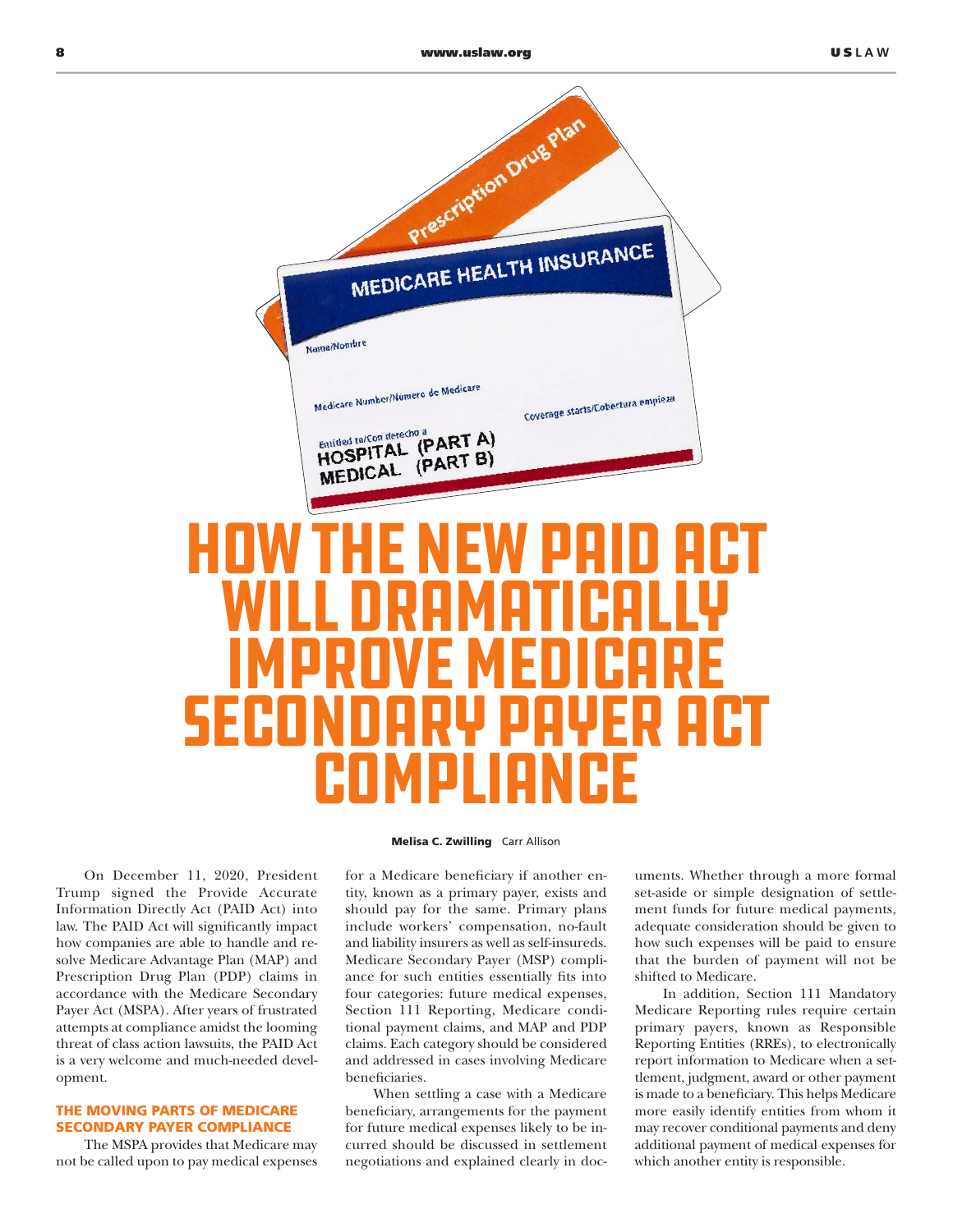# How the New PAID Act Will Dramatically Improve Medicare Secondary Payer Act Compliance

**Melisa C. Zwilling** Carr Allison

On December 11, 2020, President Trump signed the Provide Accurate Information Directly Act (PAID Act) into law. The PAID Act will significantly impact how companies are able to handle and resolve Medicare Advantage Plan (MAP) and Prescription Drug Plan (PDP) claims in accordance with the Medicare Secondary Payer Act (MSPA). After years of frustrated attempts at compliance amidst the looming threat of class action lawsuits, the PAID Act is a very welcome and much-needed development.

## THE MOVING PARTS OF MEDICARE SECONDARY PAYER COMPLIANCE

The MSPA provides that Medicare may not be called upon to pay medical expenses for a Medicare beneficiary if another entity, known as a primary payer, exists and should pay for the same. Primary plans include workers' compensation, no-fault and liability insurers as well as self-insureds. Medicare Secondary Payer (MSP) compliance for such entities essentially fits into four categories: future medical expenses, Section 111 Reporting, Medicare conditional payment claims, and MAP and PDP claims. Each category should be considered and addressed in cases involving Medicare beneficiaries.

When settling a case with a Medicare beneficiary, arrangements for the payment for future medical expenses likely to be incurred should be discussed in settlement negotiations and explained clearly in documents. Whether through a more formal set-aside or simple designation of settlement funds for future medical payments, adequate consideration should be given to how such expenses will be paid to ensure that the burden of payment will not be shifted to Medicare.

In addition, Section 111 Mandatory Medicare Reporting rules require certain primary payers, known as Responsible Reporting Entities (RREs), to electronically report information to Medicare when a settlement, judgment, award or other payment is made to a beneficiary. This helps Medicare more easily identify entities from whom it may recover conditional payments and deny additional payment of medical expenses for which another entity is responsible.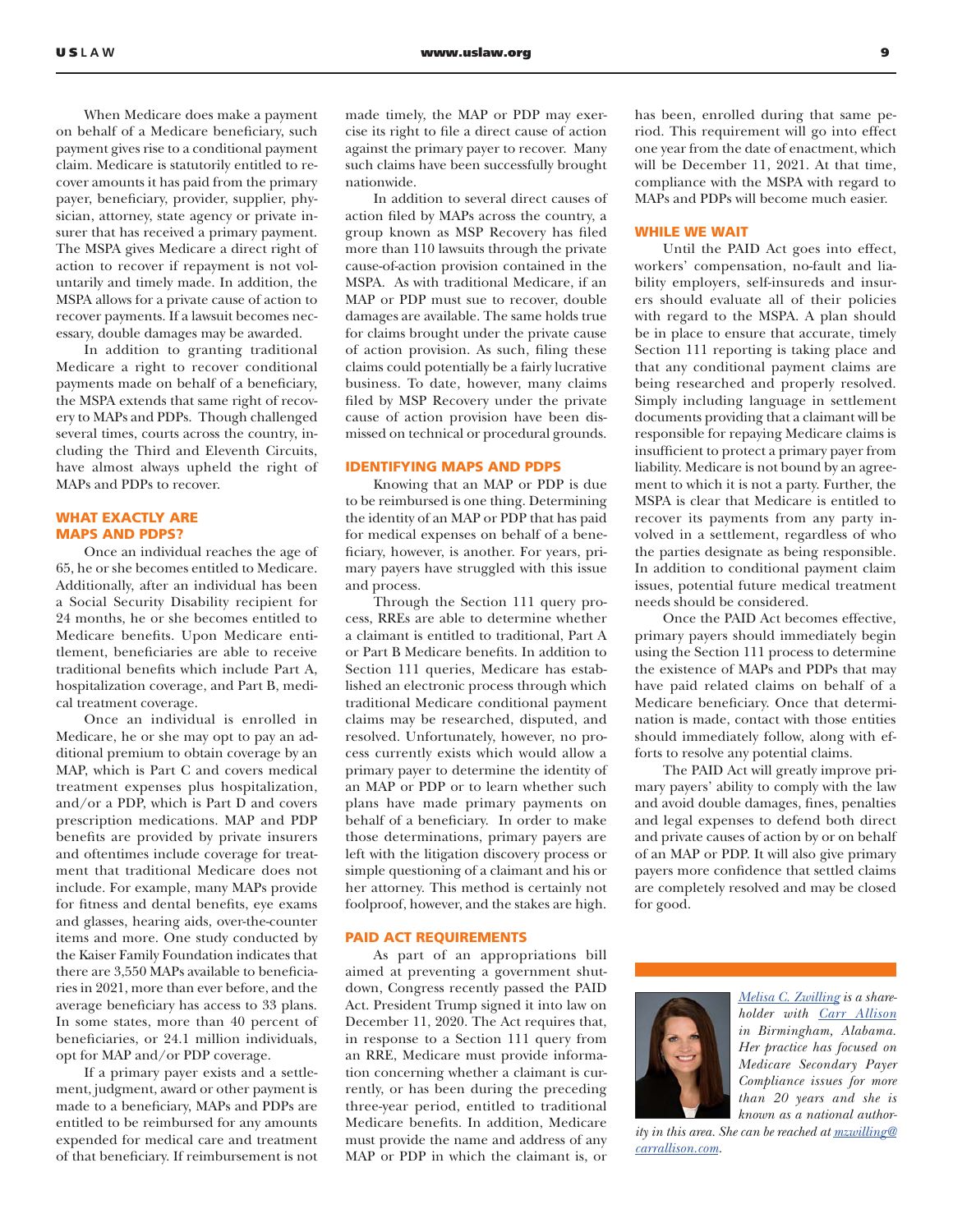When Medicare does make a payment on behalf of a Medicare beneficiary, such payment gives rise to a conditional payment claim. Medicare is statutorily entitled to recover amounts it has paid from the primary payer, beneficiary, provider, supplier, physician, attorney, state agency or private insurer that has received a primary payment. The MSPA gives Medicare a direct right of action to recover if repayment is not voluntarily and timely made. In addition, the MSPA allows for a private cause of action to recover payments. If a lawsuit becomes necessary, double damages may be awarded.

In addition to granting traditional Medicare a right to recover conditional payments made on behalf of a beneficiary, the MSPA extends that same right of recovery to MAPs and PDPs. Though challenged several times, courts across the country, including the Third and Eleventh Circuits, have almost always upheld the right of MAPs and PDPs to recover.

## WHAT EXACTLY ARE MAPS AND PDPS?

Once an individual reaches the age of 65, he or she becomes entitled to Medicare. Additionally, after an individual has been a Social Security Disability recipient for 24 months, he or she becomes entitled to Medicare benefits. Upon Medicare entitlement, beneficiaries are able to receive traditional benefits which include Part A, hospitalization coverage, and Part B, medical treatment coverage.

Once an individual is enrolled in Medicare, he or she may opt to pay an additional premium to obtain coverage by an MAP, which is Part C and covers medical treatment expenses plus hospitalization, and/or a PDP, which is Part D and covers prescription medications. MAP and PDP benefits are provided by private insurers and oftentimes include coverage for treatment that traditional Medicare does not include. For example, many MAPs provide for fitness and dental benefits, eye exams and glasses, hearing aids, over-the-counter items and more. One study conducted by the Kaiser Family Foundation indicates that there are 3,550 MAPs available to beneficiaries in 2021, more than ever before, and the average beneficiary has access to 33 plans. In some states, more than 40 percent of beneficiaries, or 24.1 million individuals, opt for MAP and/or PDP coverage.

If a primary payer exists and a settlement, judgment, award or other payment is made to a beneficiary, MAPs and PDPs are entitled to be reimbursed for any amounts expended for medical care and treatment of that beneficiary. If reimbursement is not made timely, the MAP or PDP may exercise its right to file a direct cause of action against the primary payer to recover. Many such claims have been successfully brought nationwide.

In addition to several direct causes of action filed by MAPs across the country, a group known as MSP Recovery has filed more than 110 lawsuits through the private cause-of-action provision contained in the MSPA. As with traditional Medicare, if an MAP or PDP must sue to recover, double damages are available. The same holds true for claims brought under the private cause of action provision. As such, filing these claims could potentially be a fairly lucrative business. To date, however, many claims filed by MSP Recovery under the private cause of action provision have been dismissed on technical or procedural grounds.

## IDENTIFYING MAPS AND PDPS

Knowing that an MAP or PDP is due to be reimbursed is one thing. Determining the identity of an MAP or PDP that has paid for medical expenses on behalf of a beneficiary, however, is another. For years, primary payers have struggled with this issue and process.

Through the Section 111 query process, RREs are able to determine whether a claimant is entitled to traditional, Part A or Part B Medicare benefits. In addition to Section 111 queries, Medicare has established an electronic process through which traditional Medicare conditional payment claims may be researched, disputed, and resolved. Unfortunately, however, no process currently exists which would allow a primary payer to determine the identity of an MAP or PDP or to learn whether such plans have made primary payments on behalf of a beneficiary. In order to make those determinations, primary payers are left with the litigation discovery process or simple questioning of a claimant and his or her attorney. This method is certainly not foolproof, however, and the stakes are high.

## PAID ACT REQUIREMENTS

As part of an appropriations bill aimed at preventing a government shutdown, Congress recently passed the PAID Act. President Trump signed it into law on December 11, 2020. The Act requires that, in response to a Section 111 query from an RRE, Medicare must provide information concerning whether a claimant is currently, or has been during the preceding three-year period, entitled to traditional Medicare benefits. In addition, Medicare must provide the name and address of any MAP or PDP in which the claimant is, or has been, enrolled during that same period. This requirement will go into effect one year from the date of enactment, which will be December 11, 2021. At that time, compliance with the MSPA with regard to MAPs and PDPs will become much easier.

## WHILE WE WAIT

Until the PAID Act goes into effect, workers' compensation, no-fault and liability employers, self-insureds and insurers should evaluate all of their policies with regard to the MSPA. A plan should be in place to ensure that accurate, timely Section 111 reporting is taking place and that any conditional payment claims are being researched and properly resolved. Simply including language in settlement documents providing that a claimant will be responsible for repaying Medicare claims is insufficient to protect a primary payer from liability. Medicare is not bound by an agreement to which it is not a party. Further, the MSPA is clear that Medicare is entitled to recover its payments from any party involved in a settlement, regardless of who the parties designate as being responsible. In addition to conditional payment claim issues, potential future medical treatment needs should be considered.

Once the PAID Act becomes effective, primary payers should immediately begin using the Section 111 process to determine the existence of MAPs and PDPs that may have paid related claims on behalf of a Medicare beneficiary. Once that determination is made, contact with those entities should immediately follow, along with efforts to resolve any potential claims.

The PAID Act will greatly improve primary payers' ability to comply with the law and avoid double damages, fines, penalties and legal expenses to defend both direct and private causes of action by or on behalf of an MAP or PDP. It will also give primary payers more confidence that settled claims are completely resolved and may be closed for good.

*Melisa C. Zwilling is a shareholder with Carr Allison in Birmingham, Alabama. Her practice has focused on Medicare Secondary Payer Compliance issues for more than 20 years and she is known as a national authority in this area. She can be reached at mzwilling@carrallison.com.*